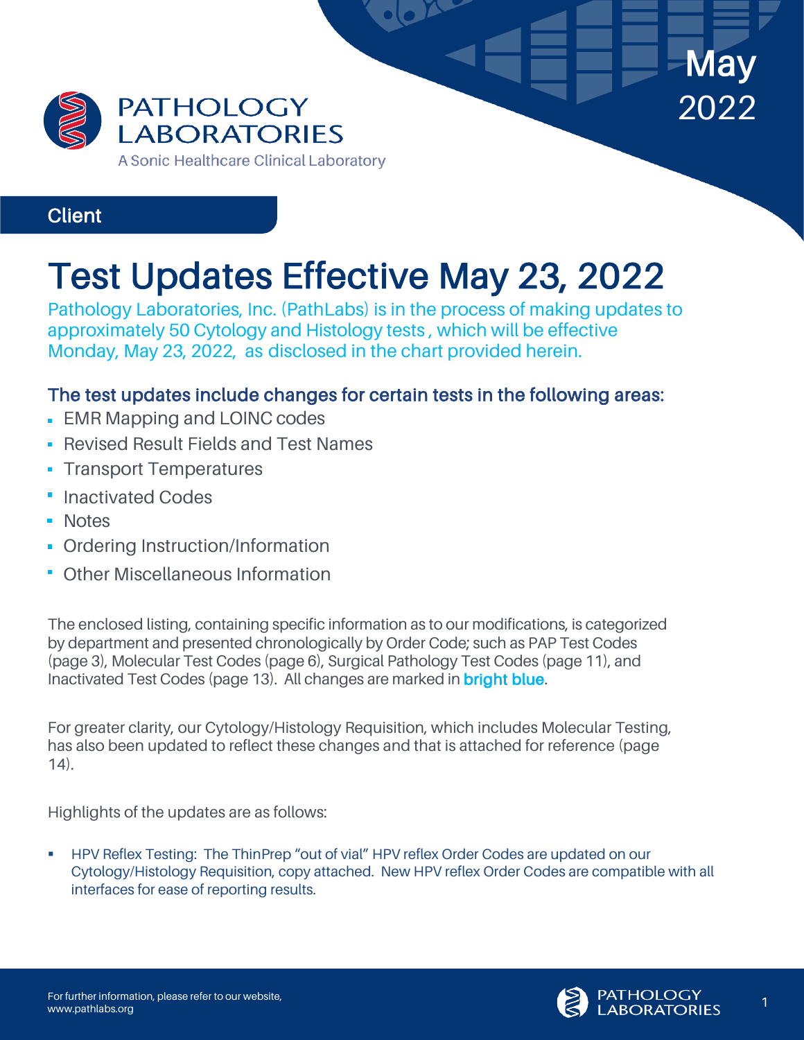PATHOLOGY LABORATORIES

A Sonic Healthcare Clinical Laboratory

May 2022

Client

# Test Updates Effective May 23, 2022

Pathology Laboratories, Inc. (PathLabs) is in the process of making updates to approximately 50 Cytology and Histology tests , which will be effective Monday, May 23, 2022, as disclosed in the chart provided herein.

### The test updates include changes for certain tests in the following areas:

- EMR Mapping and LOINC codes
- Revised Result Fields and Test Names
- Transport Temperatures
- Inactivated Codes
- Notes
- Ordering Instruction/Information
- Other Miscellaneous Information

The enclosed listing, containing specific information as to our modifications, is categorized by department and presented chronologically by Order Code; such as PAP Test Codes (page 3), Molecular Test Codes (page 6), Surgical Pathology Test Codes (page 11), and Inactivated Test Codes (page 13). All changes are marked in **bright blue**.

For greater clarity, our Cytology/Histology Requisition, which includes Molecular Testing, has also been updated to reflect these changes and that is attached for reference (page 14).

Highlights of the updates are as follows:

- HPV Reflex Testing: The ThinPrep "out of vial" HPV reflex Order Codes are updated on our Cytology/Histology Requisition, copy attached. New HPV reflex Order Codes are compatible with all interfaces for ease of reporting results.

For further information, please refer to our website, www.pathlabs.org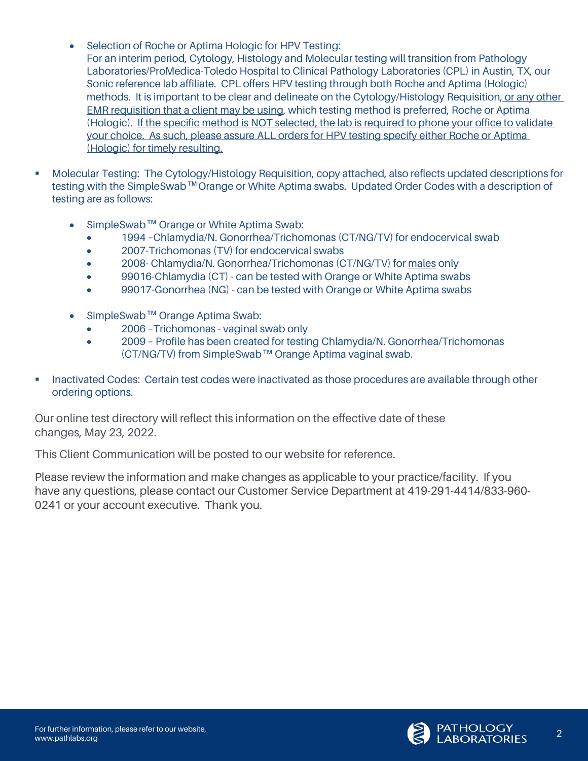- Selection of Roche or Aptima Hologic for HPV Testing:
  For an interim period, Cytology, Histology and Molecular testing will transition from Pathology Laboratories/ProMedica-Toledo Hospital to Clinical Pathology Laboratories (CPL) in Austin, TX, our Sonic reference lab affiliate. CPL offers HPV testing through both Roche and Aptima (Hologic) methods. It is important to be clear and delineate on the Cytology/Histology Requisition, or any other EMR requisition that a client may be using, which testing method is preferred, Roche or Aptima (Hologic). If the specific method is NOT selected, the lab is required to phone your office to validate your choice. As such, please assure ALL orders for HPV testing specify either Roche or Aptima (Hologic) for timely resulting.

- Molecular Testing: The Cytology/Histology Requisition, copy attached, also reflects updated descriptions for testing with the SimpleSwab™ Orange or White Aptima swabs. Updated Order Codes with a description of testing are as follows:
  - SimpleSwab™ Orange or White Aptima Swab:
    - 1994 –Chlamydia/N. Gonorrhea/Trichomonas (CT/NG/TV) for endocervical swab
    - 2007-Trichomonas (TV) for endocervical swabs
    - 2008- Chlamydia/N. Gonorrhea/Trichomonas (CT/NG/TV) for males only
    - 99016-Chlamydia (CT) - can be tested with Orange or White Aptima swabs
    - 99017-Gonorrhea (NG) - can be tested with Orange or White Aptima swabs
  - SimpleSwab™ Orange Aptima Swab:
    - 2006 –Trichomonas - vaginal swab only
    - 2009 – Profile has been created for testing Chlamydia/N. Gonorrhea/Trichomonas (CT/NG/TV) from SimpleSwab™ Orange Aptima vaginal swab.

- Inactivated Codes: Certain test codes were inactivated as those procedures are available through other ordering options.

Our online test directory will reflect this information on the effective date of these changes, May 23, 2022.

This Client Communication will be posted to our website for reference.

Please review the information and make changes as applicable to your practice/facility. If you have any questions, please contact our Customer Service Department at 419-291-4414/833-960-0241 or your account executive. Thank you.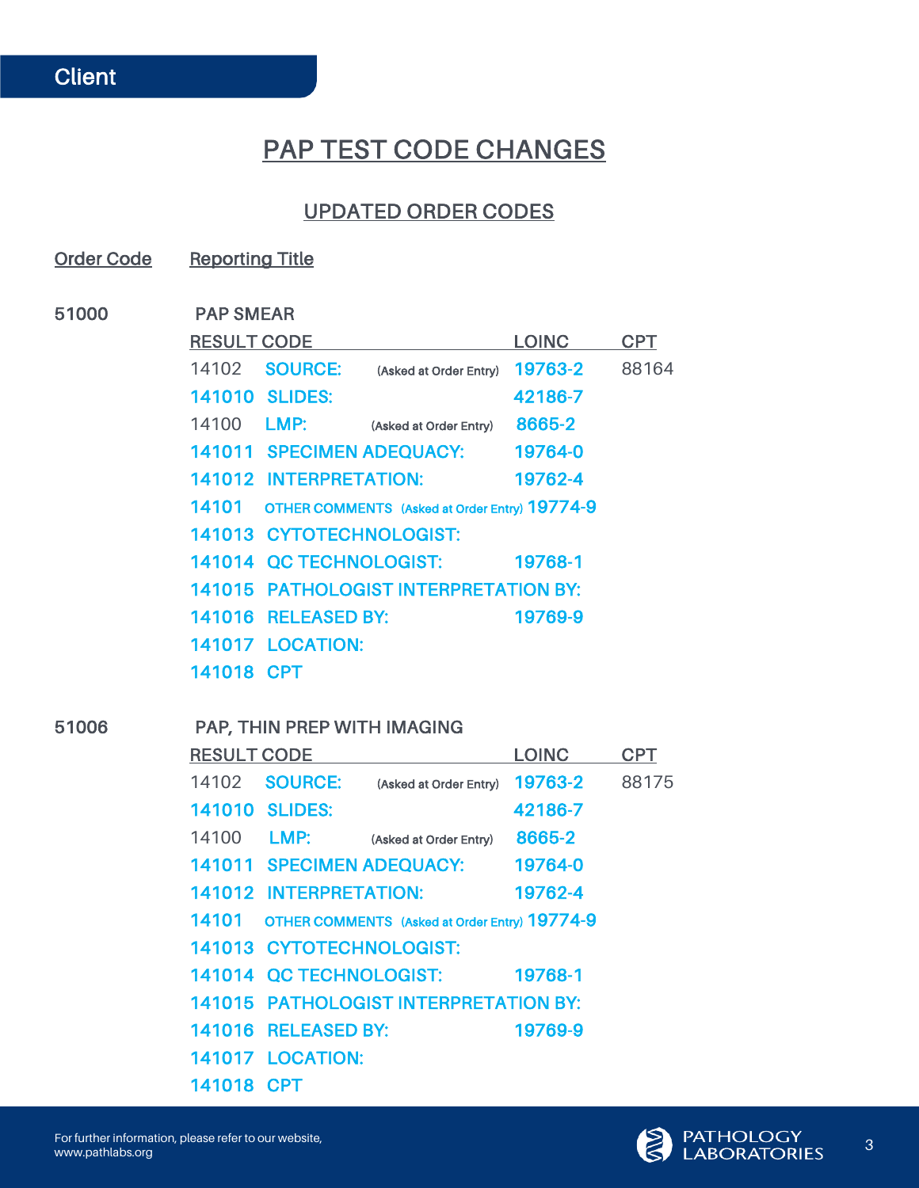Client

# PAP TEST CODE CHANGES

## UPDATED ORDER CODES

| Order Code | Reporting Title |
|---|---|

**51000** PAP SMEAR

| RESULT CODE | | | LOINC | CPT |
|---|---|---|---|---|
| 14102 | SOURCE: | (Asked at Order Entry) | 19763-2 | 88164 |
| 141010 | SLIDES: | | 42186-7 | |
| 14100 | LMP: | (Asked at Order Entry) | 8665-2 | |
| 141011 | SPECIMEN ADEQUACY: | | 19764-0 | |
| 141012 | INTERPRETATION: | | 19762-4 | |
| 14101 | OTHER COMMENTS | (Asked at Order Entry) | 19774-9 | |
| 141013 | CYTOTECHNOLOGIST: | | | |
| 141014 | QC TECHNOLOGIST: | | 19768-1 | |
| 141015 | PATHOLOGIST INTERPRETATION BY: | | | |
| 141016 | RELEASED BY: | | 19769-9 | |
| 141017 | LOCATION: | | | |
| 141018 | CPT | | | |

**51006** PAP, THIN PREP WITH IMAGING

| RESULT CODE | | | LOINC | CPT |
|---|---|---|---|---|
| 14102 | SOURCE: | (Asked at Order Entry) | 19763-2 | 88175 |
| 141010 | SLIDES: | | 42186-7 | |
| 14100 | LMP: | (Asked at Order Entry) | 8665-2 | |
| 141011 | SPECIMEN ADEQUACY: | | 19764-0 | |
| 141012 | INTERPRETATION: | | 19762-4 | |
| 14101 | OTHER COMMENTS | (Asked at Order Entry) | 19774-9 | |
| 141013 | CYTOTECHNOLOGIST: | | | |
| 141014 | QC TECHNOLOGIST: | | 19768-1 | |
| 141015 | PATHOLOGIST INTERPRETATION BY: | | | |
| 141016 | RELEASED BY: | | 19769-9 | |
| 141017 | LOCATION: | | | |
| 141018 | CPT | | | |

For further information, please refer to our website, www.pathlabs.org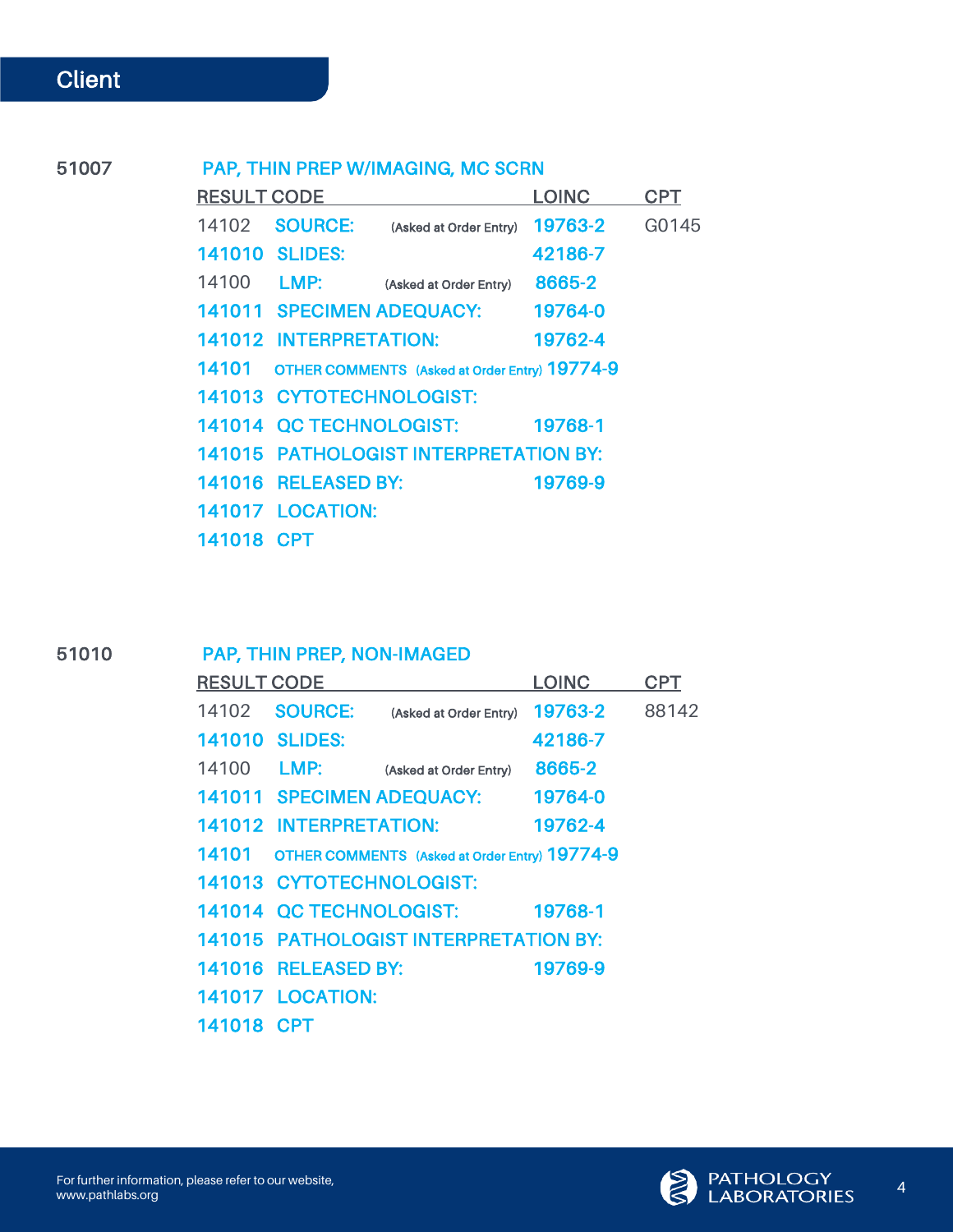## Client

### 51007 PAP, THIN PREP W/IMAGING, MC SCRN

| RESULT CODE | | | LOINC | CPT |
|---|---|---|---|---|
| 14102 | SOURCE: | (Asked at Order Entry) | 19763-2 | G0145 |
| 141010 | SLIDES: | | 42186-7 | |
| 14100 | LMP: | (Asked at Order Entry) | 8665-2 | |
| 141011 | SPECIMEN ADEQUACY: | | 19764-0 | |
| 141012 | INTERPRETATION: | | 19762-4 | |
| 14101 | OTHER COMMENTS | (Asked at Order Entry) | 19774-9 | |
| 141013 | CYTOTECHNOLOGIST: | | | |
| 141014 | QC TECHNOLOGIST: | | 19768-1 | |
| 141015 | PATHOLOGIST INTERPRETATION BY: | | | |
| 141016 | RELEASED BY: | | 19769-9 | |
| 141017 | LOCATION: | | | |
| 141018 | CPT | | | |

### 51010 PAP, THIN PREP, NON-IMAGED

| RESULT CODE | | | LOINC | CPT |
|---|---|---|---|---|
| 14102 | SOURCE: | (Asked at Order Entry) | 19763-2 | 88142 |
| 141010 | SLIDES: | | 42186-7 | |
| 14100 | LMP: | (Asked at Order Entry) | 8665-2 | |
| 141011 | SPECIMEN ADEQUACY: | | 19764-0 | |
| 141012 | INTERPRETATION: | | 19762-4 | |
| 14101 | OTHER COMMENTS | (Asked at Order Entry) | 19774-9 | |
| 141013 | CYTOTECHNOLOGIST: | | | |
| 141014 | QC TECHNOLOGIST: | | 19768-1 | |
| 141015 | PATHOLOGIST INTERPRETATION BY: | | | |
| 141016 | RELEASED BY: | | 19769-9 | |
| 141017 | LOCATION: | | | |
| 141018 | CPT | | | |

For further information, please refer to our website, www.pathlabs.org

PATHOLOGY LABORATORIES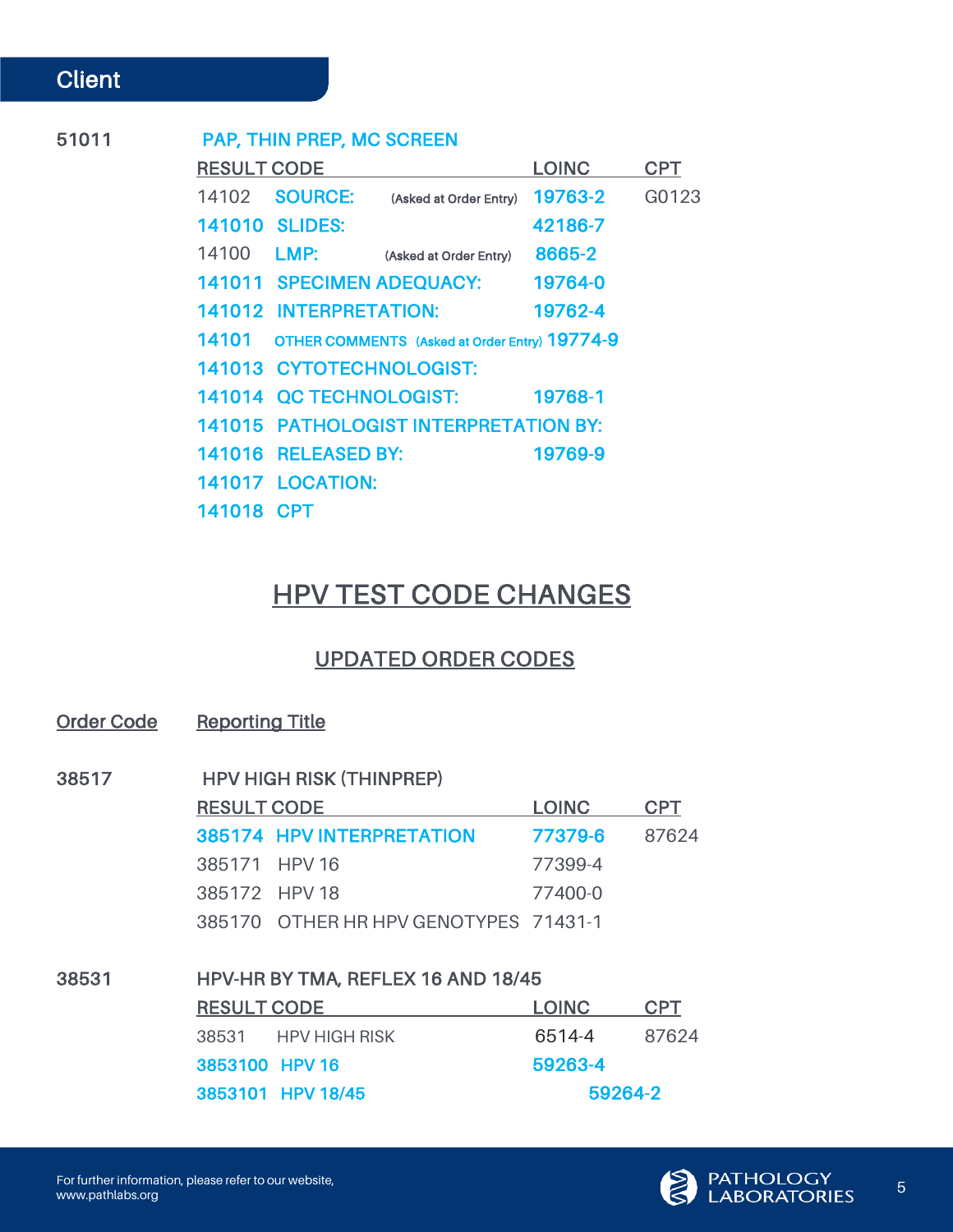Client

**51011** PAP, THIN PREP, MC SCREEN

| RESULT CODE | | LOINC | CPT |
|---|---|---|---|
| 14102 | SOURCE: (Asked at Order Entry) | 19763-2 | G0123 |
| 141010 | SLIDES: | 42186-7 | |
| 14100 | LMP: (Asked at Order Entry) | 8665-2 | |
| 141011 | SPECIMEN ADEQUACY: | 19764-0 | |
| 141012 | INTERPRETATION: | 19762-4 | |
| 14101 | OTHER COMMENTS (Asked at Order Entry) | 19774-9 | |
| 141013 | CYTOTECHNOLOGIST: | | |
| 141014 | QC TECHNOLOGIST: | 19768-1 | |
| 141015 | PATHOLOGIST INTERPRETATION BY: | | |
| 141016 | RELEASED BY: | 19769-9 | |
| 141017 | LOCATION: | | |
| 141018 | CPT | | |

# HPV TEST CODE CHANGES

## UPDATED ORDER CODES

**Order Code** — **Reporting Title**

**38517** HPV HIGH RISK (THINPREP)

| RESULT CODE | | LOINC | CPT |
|---|---|---|---|
| 385174 | HPV INTERPRETATION | 77379-6 | 87624 |
| 385171 | HPV 16 | 77399-4 | |
| 385172 | HPV 18 | 77400-0 | |
| 385170 | OTHER HR HPV GENOTYPES | 71431-1 | |

**38531** HPV-HR BY TMA, REFLEX 16 AND 18/45

| RESULT CODE | | LOINC | CPT |
|---|---|---|---|
| 38531 | HPV HIGH RISK | 6514-4 | 87624 |
| 3853100 | HPV 16 | 59263-4 | |
| 3853101 | HPV 18/45 | 59264-2 | |

For further information, please refer to our website, www.pathlabs.org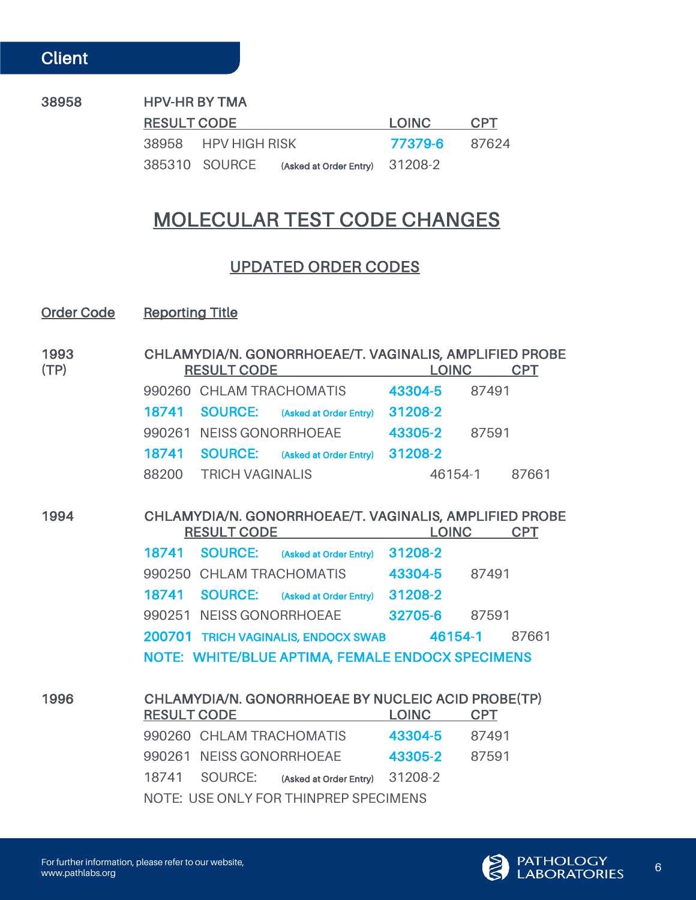Client

**38958** HPV-HR BY TMA

| RESULT CODE | | | LOINC | CPT |
|---|---|---|---|---|
| 38958 | HPV HIGH RISK | | 77379-6 | 87624 |
| 385310 | SOURCE | (Asked at Order Entry) | 31208-2 | |

# MOLECULAR TEST CODE CHANGES

## UPDATED ORDER CODES

**Order Code** — **Reporting Title**

**1993 (TP)** CHLAMYDIA/N. GONORRHOEAE/T. VAGINALIS, AMPLIFIED PROBE

| RESULT CODE | | | LOINC | CPT |
|---|---|---|---|---|
| 990260 | CHLAM TRACHOMATIS | | 43304-5 | 87491 |
| 18741 | SOURCE: | (Asked at Order Entry) | 31208-2 | |
| 990261 | NEISS GONORRHOEAE | | 43305-2 | 87591 |
| 18741 | SOURCE: | (Asked at Order Entry) | 31208-2 | |
| 88200 | TRICH VAGINALIS | | 46154-1 | 87661 |

**1994** CHLAMYDIA/N. GONORRHOEAE/T. VAGINALIS, AMPLIFIED PROBE

| RESULT CODE | | | LOINC | CPT |
|---|---|---|---|---|
| 18741 | SOURCE: | (Asked at Order Entry) | 31208-2 | |
| 990250 | CHLAM TRACHOMATIS | | 43304-5 | 87491 |
| 18741 | SOURCE: | (Asked at Order Entry) | 31208-2 | |
| 990251 | NEISS GONORRHOEAE | | 32705-6 | 87591 |
| 200701 | TRICH VAGINALIS, ENDOCX SWAB | | 46154-1 | 87661 |

NOTE: WHITE/BLUE APTIMA, FEMALE ENDOCX SPECIMENS

**1996** CHLAMYDIA/N. GONORRHOEAE BY NUCLEIC ACID PROBE(TP)

| RESULT CODE | | | LOINC | CPT |
|---|---|---|---|---|
| 990260 | CHLAM TRACHOMATIS | | 43304-5 | 87491 |
| 990261 | NEISS GONORRHOEAE | | 43305-2 | 87591 |
| 18741 | SOURCE: | (Asked at Order Entry) | 31208-2 | |

NOTE: USE ONLY FOR THINPREP SPECIMENS

For further information, please refer to our website, www.pathlabs.org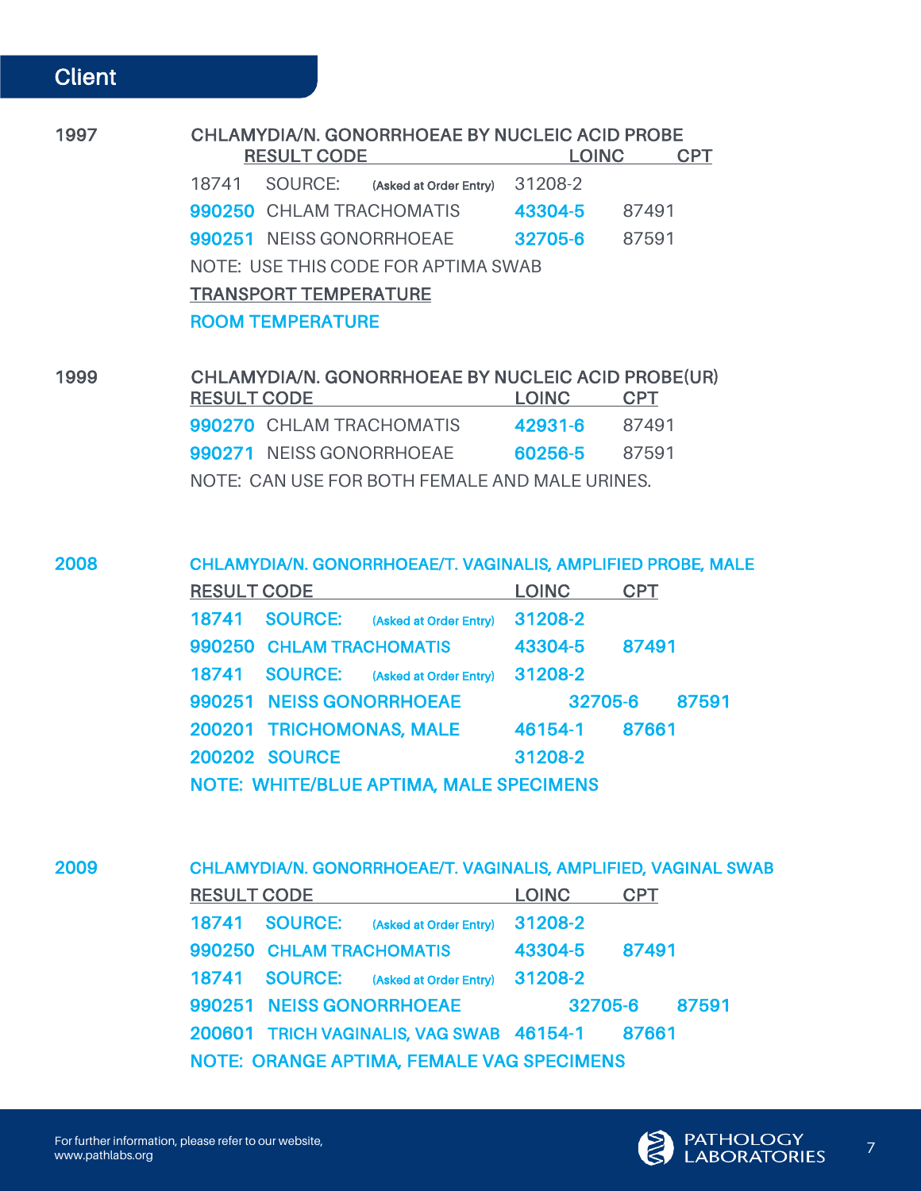## Client

### 1997 — CHLAMYDIA/N. GONORRHOEAE BY NUCLEIC ACID PROBE

| RESULT CODE | | LOINC | CPT |
|---|---|---|---|
| 18741 | SOURCE: (Asked at Order Entry) | 31208-2 | |
| 990250 | CHLAM TRACHOMATIS | 43304-5 | 87491 |
| 990251 | NEISS GONORRHOEAE | 32705-6 | 87591 |

NOTE: USE THIS CODE FOR APTIMA SWAB

TRANSPORT TEMPERATURE

ROOM TEMPERATURE

### 1999 — CHLAMYDIA/N. GONORRHOEAE BY NUCLEIC ACID PROBE(UR)

| RESULT CODE | | LOINC | CPT |
|---|---|---|---|
| 990270 | CHLAM TRACHOMATIS | 42931-6 | 87491 |
| 990271 | NEISS GONORRHOEAE | 60256-5 | 87591 |

NOTE: CAN USE FOR BOTH FEMALE AND MALE URINES.

### 2008 — CHLAMYDIA/N. GONORRHOEAE/T. VAGINALIS, AMPLIFIED PROBE, MALE

| RESULT CODE | | LOINC | CPT |
|---|---|---|---|
| 18741 | SOURCE: (Asked at Order Entry) | 31208-2 | |
| 990250 | CHLAM TRACHOMATIS | 43304-5 | 87491 |
| 18741 | SOURCE: (Asked at Order Entry) | 31208-2 | |
| 990251 | NEISS GONORRHOEAE | 32705-6 | 87591 |
| 200201 | TRICHOMONAS, MALE | 46154-1 | 87661 |
| 200202 | SOURCE | 31208-2 | |

NOTE: WHITE/BLUE APTIMA, MALE SPECIMENS

### 2009 — CHLAMYDIA/N. GONORRHOEAE/T. VAGINALIS, AMPLIFIED, VAGINAL SWAB

| RESULT CODE | | LOINC | CPT |
|---|---|---|---|
| 18741 | SOURCE: (Asked at Order Entry) | 31208-2 | |
| 990250 | CHLAM TRACHOMATIS | 43304-5 | 87491 |
| 18741 | SOURCE: (Asked at Order Entry) | 31208-2 | |
| 990251 | NEISS GONORRHOEAE | 32705-6 | 87591 |
| 200601 | TRICH VAGINALIS, VAG SWAB | 46154-1 | 87661 |

NOTE: ORANGE APTIMA, FEMALE VAG SPECIMENS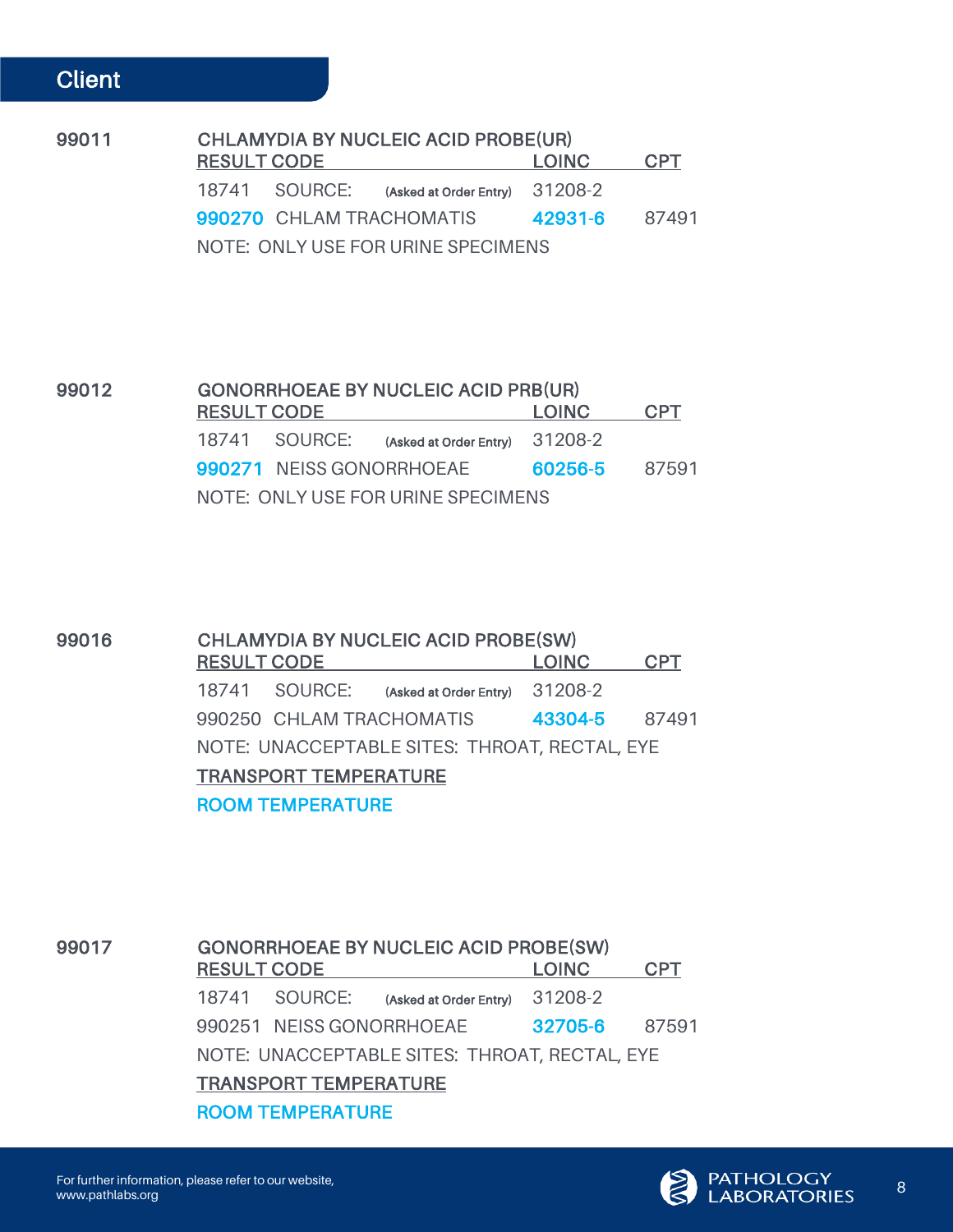## Client

**99011** — **CHLAMYDIA BY NUCLEIC ACID PROBE(UR)**

| RESULT CODE | | LOINC | CPT |
|---|---|---|---|
| 18741 | SOURCE: (Asked at Order Entry) | 31208-2 | |
| 990270 | CHLAM TRACHOMATIS | 42931-6 | 87491 |

NOTE: ONLY USE FOR URINE SPECIMENS

**99012** — **GONORRHOEAE BY NUCLEIC ACID PRB(UR)**

| RESULT CODE | | LOINC | CPT |
|---|---|---|---|
| 18741 | SOURCE: (Asked at Order Entry) | 31208-2 | |
| 990271 | NEISS GONORRHOEAE | 60256-5 | 87591 |

NOTE: ONLY USE FOR URINE SPECIMENS

**99016** — **CHLAMYDIA BY NUCLEIC ACID PROBE(SW)**

| RESULT CODE | | LOINC | CPT |
|---|---|---|---|
| 18741 | SOURCE: (Asked at Order Entry) | 31208-2 | |
| 990250 | CHLAM TRACHOMATIS | 43304-5 | 87491 |

NOTE: UNACCEPTABLE SITES: THROAT, RECTAL, EYE

TRANSPORT TEMPERATURE

ROOM TEMPERATURE

**99017** — **GONORRHOEAE BY NUCLEIC ACID PROBE(SW)**

| RESULT CODE | | LOINC | CPT |
|---|---|---|---|
| 18741 | SOURCE: (Asked at Order Entry) | 31208-2 | |
| 990251 | NEISS GONORRHOEAE | 32705-6 | 87591 |

NOTE: UNACCEPTABLE SITES: THROAT, RECTAL, EYE

TRANSPORT TEMPERATURE

ROOM TEMPERATURE

For further information, please refer to our website, www.pathlabs.org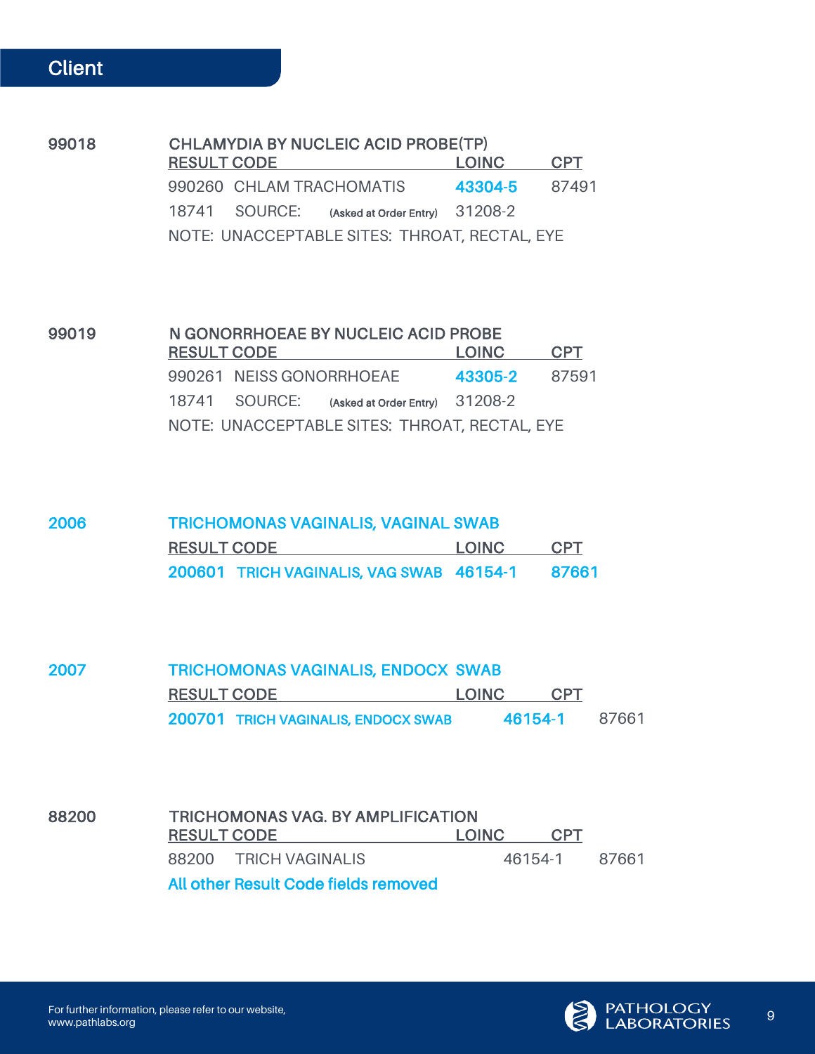## Client

**99018** — **CHLAMYDIA BY NUCLEIC ACID PROBE(TP)**

| RESULT CODE | | LOINC | CPT |
|---|---|---|---|
| 990260 | CHLAM TRACHOMATIS | 43304-5 | 87491 |
| 18741 | SOURCE: (Asked at Order Entry) | 31208-2 | |

NOTE: UNACCEPTABLE SITES: THROAT, RECTAL, EYE

**99019** — **N GONORRHOEAE BY NUCLEIC ACID PROBE**

| RESULT CODE | | LOINC | CPT |
|---|---|---|---|
| 990261 | NEISS GONORRHOEAE | 43305-2 | 87591 |
| 18741 | SOURCE: (Asked at Order Entry) | 31208-2 | |

NOTE: UNACCEPTABLE SITES: THROAT, RECTAL, EYE

**2006** — **TRICHOMONAS VAGINALIS, VAGINAL SWAB**

| RESULT CODE | | LOINC | CPT |
|---|---|---|---|
| 200601 | TRICH VAGINALIS, VAG SWAB | 46154-1 | 87661 |

**2007** — **TRICHOMONAS VAGINALIS, ENDOCX SWAB**

| RESULT CODE | | LOINC | CPT |
|---|---|---|---|
| 200701 | TRICH VAGINALIS, ENDOCX SWAB | 46154-1 | 87661 |

**88200** — **TRICHOMONAS VAG. BY AMPLIFICATION**

| RESULT CODE | | LOINC | CPT |
|---|---|---|---|
| 88200 | TRICH VAGINALIS | 46154-1 | 87661 |

All other Result Code fields removed

For further information, please refer to our website, www.pathlabs.org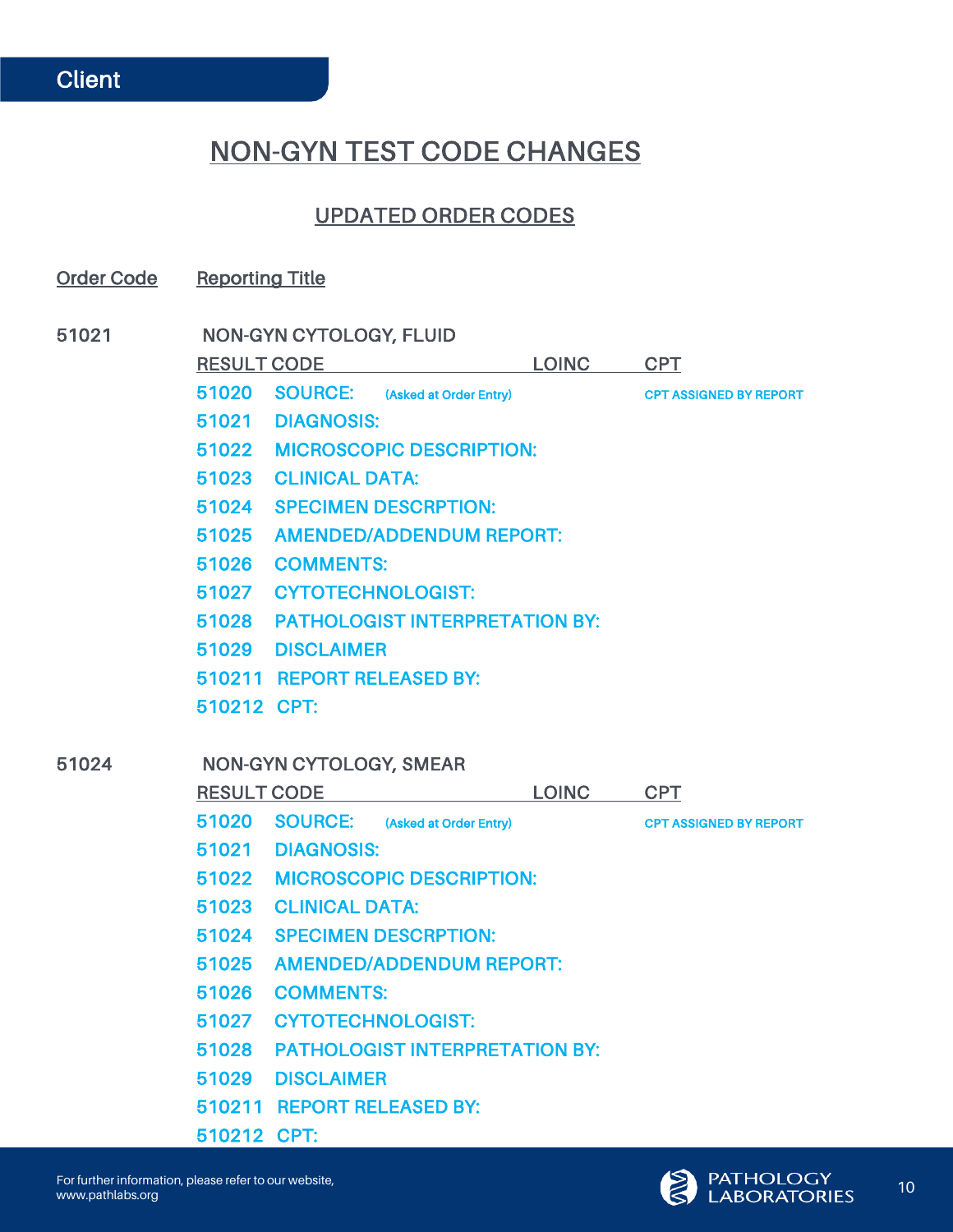Client

# NON-GYN TEST CODE CHANGES

## UPDATED ORDER CODES

| Order Code | Reporting Title |
|---|---|

**51021** NON-GYN CYTOLOGY, FLUID

| RESULT CODE | | | LOINC | CPT |
|---|---|---|---|---|
| 51020 | SOURCE: | (Asked at Order Entry) | | CPT ASSIGNED BY REPORT |
| 51021 | DIAGNOSIS: | | | |
| 51022 | MICROSCOPIC DESCRIPTION: | | | |
| 51023 | CLINICAL DATA: | | | |
| 51024 | SPECIMEN DESCRPTION: | | | |
| 51025 | AMENDED/ADDENDUM REPORT: | | | |
| 51026 | COMMENTS: | | | |
| 51027 | CYTOTECHNOLOGIST: | | | |
| 51028 | PATHOLOGIST INTERPRETATION BY: | | | |
| 51029 | DISCLAIMER | | | |
| 510211 | REPORT RELEASED BY: | | | |
| 510212 | CPT: | | | |

**51024** NON-GYN CYTOLOGY, SMEAR

| RESULT CODE | | | LOINC | CPT |
|---|---|---|---|---|
| 51020 | SOURCE: | (Asked at Order Entry) | | CPT ASSIGNED BY REPORT |
| 51021 | DIAGNOSIS: | | | |
| 51022 | MICROSCOPIC DESCRIPTION: | | | |
| 51023 | CLINICAL DATA: | | | |
| 51024 | SPECIMEN DESCRPTION: | | | |
| 51025 | AMENDED/ADDENDUM REPORT: | | | |
| 51026 | COMMENTS: | | | |
| 51027 | CYTOTECHNOLOGIST: | | | |
| 51028 | PATHOLOGIST INTERPRETATION BY: | | | |
| 51029 | DISCLAIMER | | | |
| 510211 | REPORT RELEASED BY: | | | |
| 510212 | CPT: | | | |

For further information, please refer to our website, www.pathlabs.org

PATHOLOGY LABORATORIES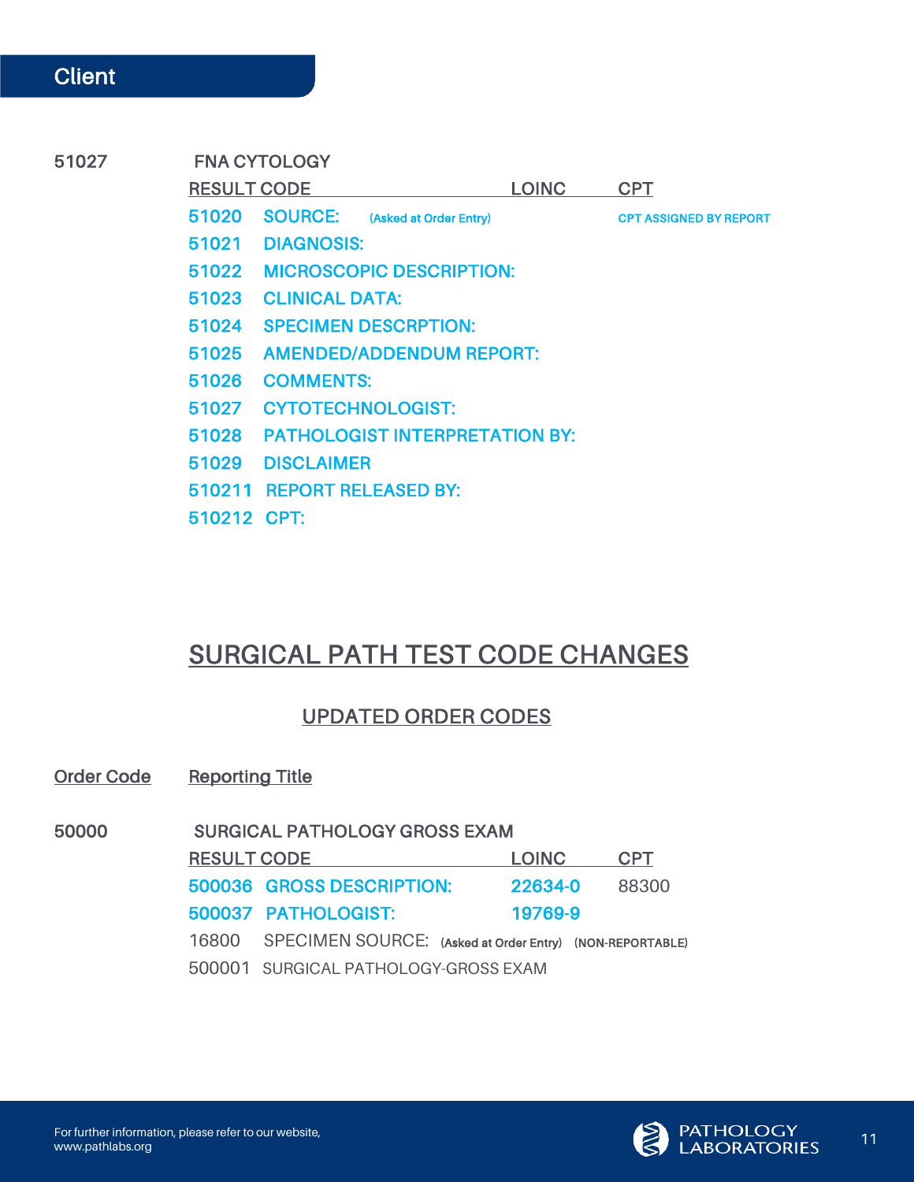Client

**51027** FNA CYTOLOGY

| RESULT CODE | | LOINC | CPT |
|---|---|---|---|
| 51020 | SOURCE: (Asked at Order Entry) | | CPT ASSIGNED BY REPORT |
| 51021 | DIAGNOSIS: | | |
| 51022 | MICROSCOPIC DESCRIPTION: | | |
| 51023 | CLINICAL DATA: | | |
| 51024 | SPECIMEN DESCRPTION: | | |
| 51025 | AMENDED/ADDENDUM REPORT: | | |
| 51026 | COMMENTS: | | |
| 51027 | CYTOTECHNOLOGIST: | | |
| 51028 | PATHOLOGIST INTERPRETATION BY: | | |
| 51029 | DISCLAIMER | | |
| 510211 | REPORT RELEASED BY: | | |
| 510212 | CPT: | | |

## SURGICAL PATH TEST CODE CHANGES

### UPDATED ORDER CODES

| Order Code | Reporting Title |
|---|---|

**50000** SURGICAL PATHOLOGY GROSS EXAM

| RESULT CODE | | LOINC | CPT |
|---|---|---|---|
| 500036 | GROSS DESCRIPTION: | 22634-0 | 88300 |
| 500037 | PATHOLOGIST: | 19769-9 | |
| 16800 | SPECIMEN SOURCE: (Asked at Order Entry) (NON-REPORTABLE) | | |
| 500001 | SURGICAL PATHOLOGY-GROSS EXAM | | |

For further information, please refer to our website, www.pathlabs.org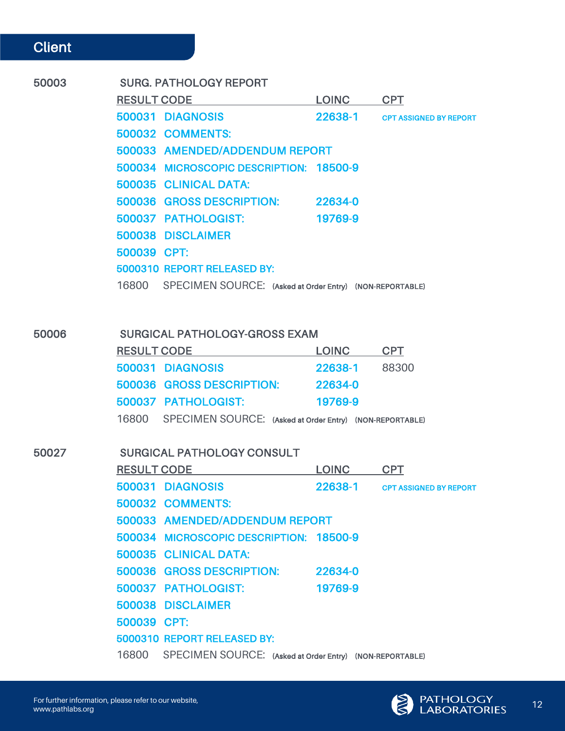## Client

### 50003 SURG. PATHOLOGY REPORT

| RESULT CODE | LOINC | CPT |
|---|---|---|
| 500031 DIAGNOSIS | 22638-1 | CPT ASSIGNED BY REPORT |
| 500032 COMMENTS: | | |
| 500033 AMENDED/ADDENDUM REPORT | | |
| 500034 MICROSCOPIC DESCRIPTION: | 18500-9 | |
| 500035 CLINICAL DATA: | | |
| 500036 GROSS DESCRIPTION: | 22634-0 | |
| 500037 PATHOLOGIST: | 19769-9 | |
| 500038 DISCLAIMER | | |
| 500039 CPT: | | |
| 5000310 REPORT RELEASED BY: | | |
| 16800 SPECIMEN SOURCE: (Asked at Order Entry) (NON-REPORTABLE) | | |

### 50006 SURGICAL PATHOLOGY-GROSS EXAM

| RESULT CODE | LOINC | CPT |
|---|---|---|
| 500031 DIAGNOSIS | 22638-1 | 88300 |
| 500036 GROSS DESCRIPTION: | 22634-0 | |
| 500037 PATHOLOGIST: | 19769-9 | |
| 16800 SPECIMEN SOURCE: (Asked at Order Entry) (NON-REPORTABLE) | | |

### 50027 SURGICAL PATHOLOGY CONSULT

| RESULT CODE | LOINC | CPT |
|---|---|---|
| 500031 DIAGNOSIS | 22638-1 | CPT ASSIGNED BY REPORT |
| 500032 COMMENTS: | | |
| 500033 AMENDED/ADDENDUM REPORT | | |
| 500034 MICROSCOPIC DESCRIPTION: | 18500-9 | |
| 500035 CLINICAL DATA: | | |
| 500036 GROSS DESCRIPTION: | 22634-0 | |
| 500037 PATHOLOGIST: | 19769-9 | |
| 500038 DISCLAIMER | | |
| 500039 CPT: | | |
| 5000310 REPORT RELEASED BY: | | |
| 16800 SPECIMEN SOURCE: (Asked at Order Entry) (NON-REPORTABLE) | | |

For further information, please refer to our website, www.pathlabs.org

PATHOLOGY LABORATORIES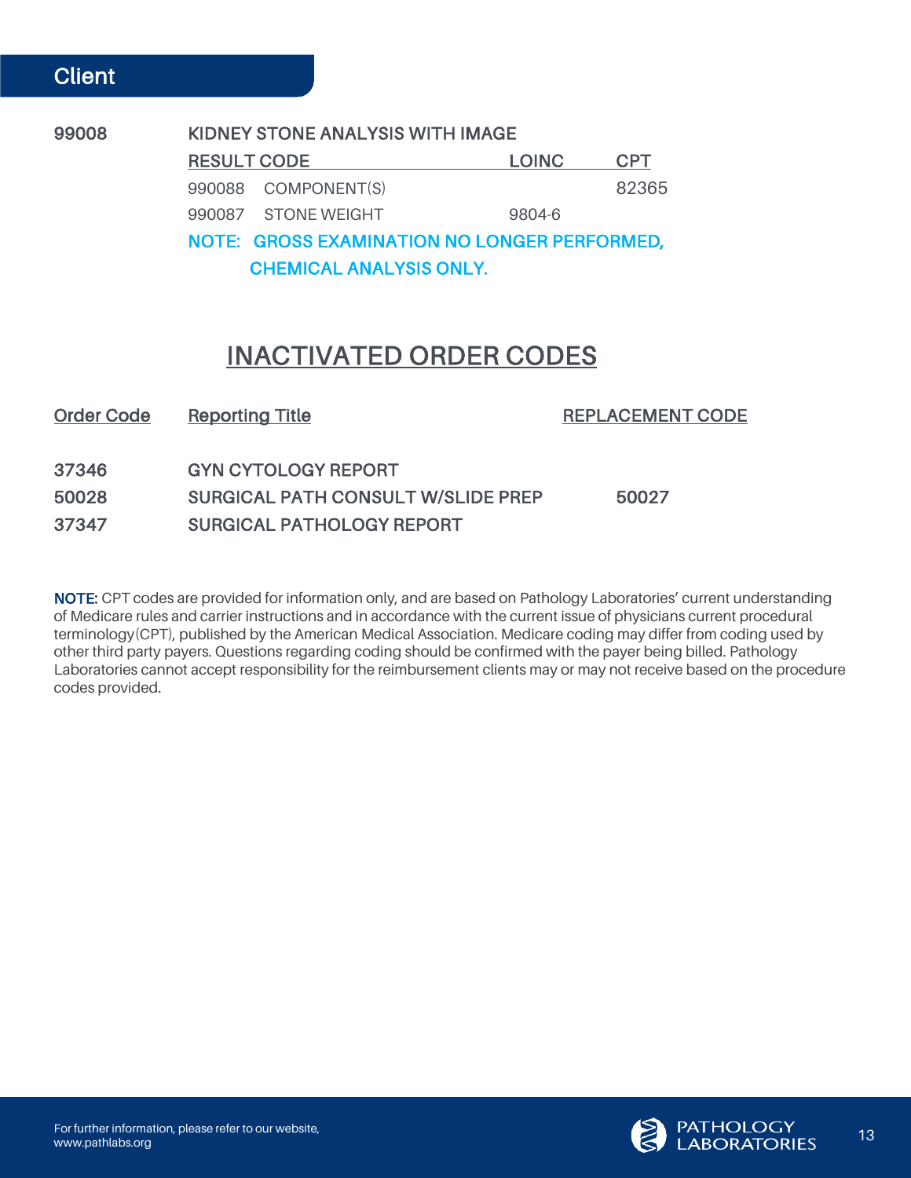## Client

**99008** KIDNEY STONE ANALYSIS WITH IMAGE

| RESULT CODE | | LOINC | CPT |
|---|---|---|---|
| 990088 | COMPONENT(S) | | 82365 |
| 990087 | STONE WEIGHT | 9804-6 | |

**NOTE: GROSS EXAMINATION NO LONGER PERFORMED, CHEMICAL ANALYSIS ONLY.**

## INACTIVATED ORDER CODES

| Order Code | Reporting Title | REPLACEMENT CODE |
|---|---|---|
| **37346** | GYN CYTOLOGY REPORT | |
| **50028** | SURGICAL PATH CONSULT W/SLIDE PREP | **50027** |
| **37347** | SURGICAL PATHOLOGY REPORT | |

**NOTE:** CPT codes are provided for information only, and are based on Pathology Laboratories' current understanding of Medicare rules and carrier instructions and in accordance with the current issue of physicians current procedural terminology(CPT), published by the American Medical Association. Medicare coding may differ from coding used by other third party payers. Questions regarding coding should be confirmed with the payer being billed. Pathology Laboratories cannot accept responsibility for the reimbursement clients may or may not receive based on the procedure codes provided.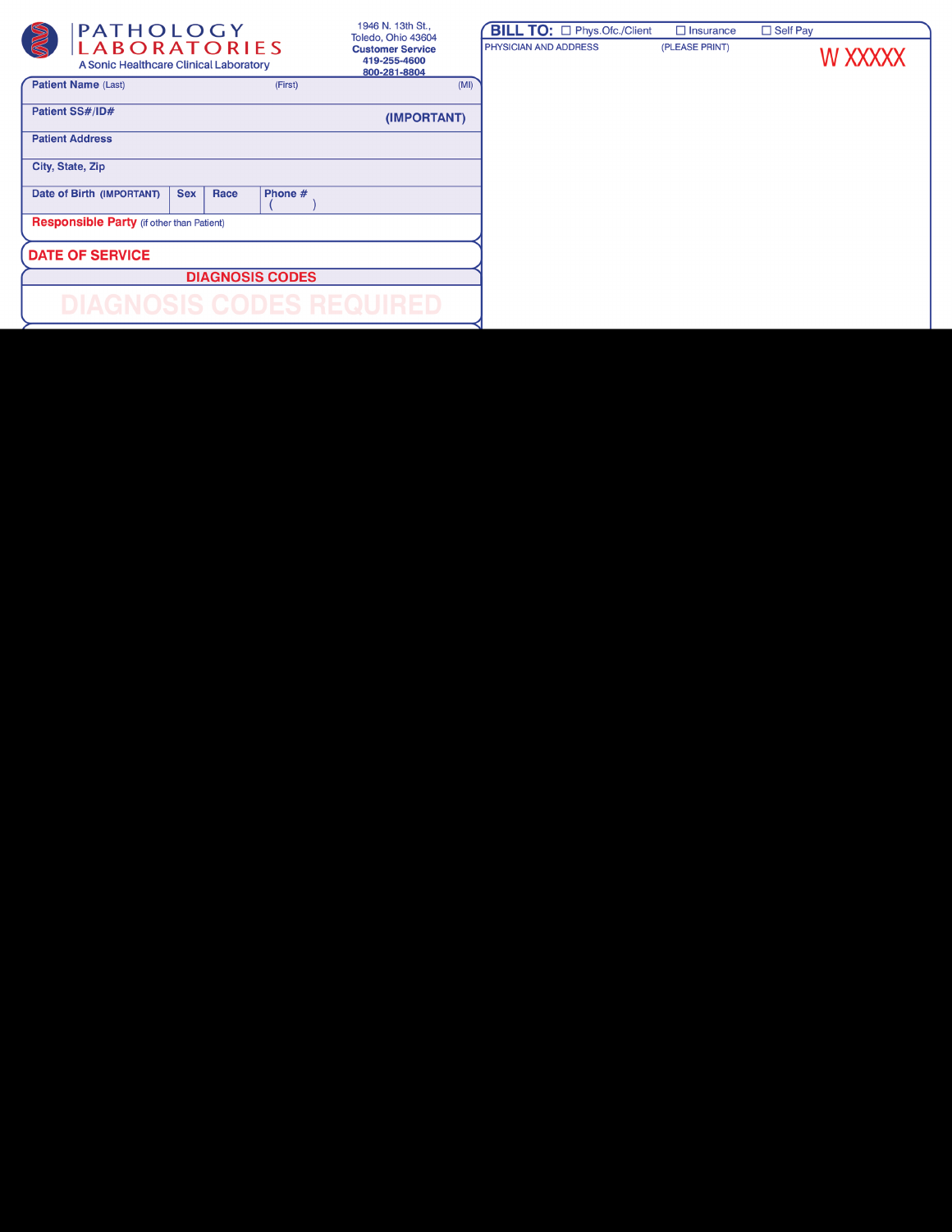# PATHOLOGY LABORATORIES

A Sonic Healthcare Clinical Laboratory

1946 N. 13th St.,
Toledo, Ohio 43604
**Customer Service**
**419-255-4600**
**800-281-8804**

**BILL TO:** ☐ Phys.Ofc./Client ☐ Insurance ☐ Self Pay

PHYSICIAN AND ADDRESS (PLEASE PRINT)

W XXXXX

**Patient Name** (Last) (First) (MI)

**Patient SS#/ID#** **(IMPORTANT)**

**Patient Address**

**City, State, Zip**

| **Date of Birth (IMPORTANT)** | **Sex** | **Race** | **Phone #** ( ) |
|---|---|---|---|
| | | | |

**Responsible Party** (if other than Patient)

**DATE OF SERVICE**

**DIAGNOSIS CODES**

DIAGNOSIS CODES REQUIRED